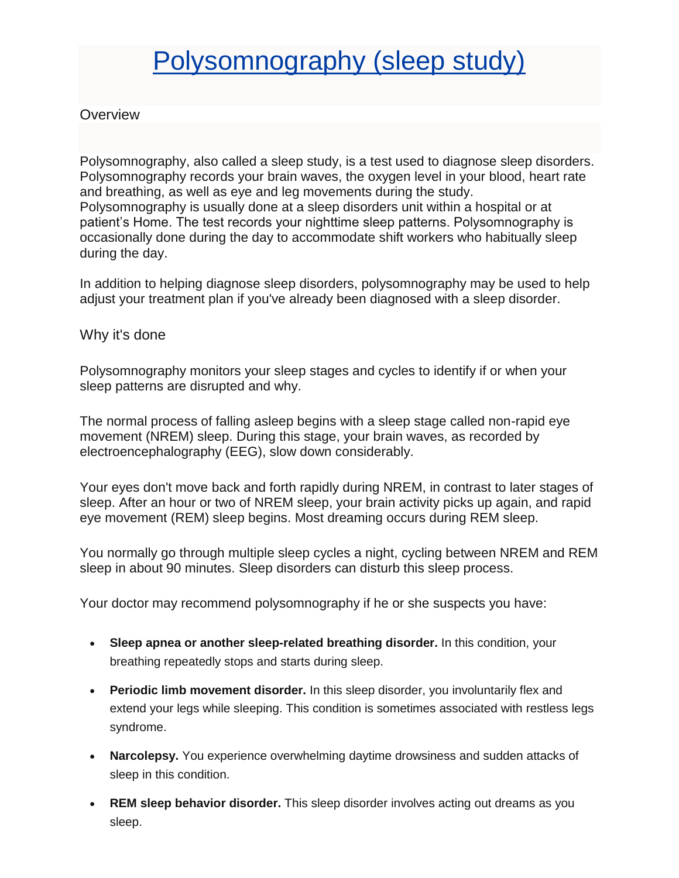# Polysomnography (sleep study)

## Overview

Polysomnography, also called a sleep study, is a test used to diagnose sleep disorders. Polysomnography records your brain waves, the oxygen level in your blood, heart rate and breathing, as well as eye and leg movements during the study. Polysomnography is usually done at a sleep disorders unit within a hospital or at patient's Home. The test records your nighttime sleep patterns. Polysomnography is occasionally done during the day to accommodate shift workers who habitually sleep during the day.

In addition to helping diagnose sleep disorders, polysomnography may be used to help adjust your treatment plan if you've already been diagnosed with a sleep disorder.

## Why it's done

Polysomnography monitors your sleep stages and cycles to identify if or when your sleep patterns are disrupted and why.

The normal process of falling asleep begins with a sleep stage called non-rapid eye movement (NREM) sleep. During this stage, your brain waves, as recorded by electroencephalography (EEG), slow down considerably.

Your eyes don't move back and forth rapidly during NREM, in contrast to later stages of sleep. After an hour or two of NREM sleep, your brain activity picks up again, and rapid eye movement (REM) sleep begins. Most dreaming occurs during REM sleep.

You normally go through multiple sleep cycles a night, cycling between NREM and REM sleep in about 90 minutes. Sleep disorders can disturb this sleep process.

Your doctor may recommend polysomnography if he or she suspects you have:

- **Sleep apnea or another sleep-related breathing disorder.** In this condition, your breathing repeatedly stops and starts during sleep.
- **Periodic limb movement disorder.** In this sleep disorder, you involuntarily flex and extend your legs while sleeping. This condition is sometimes associated with restless legs syndrome.
- **Narcolepsy.** You experience overwhelming daytime drowsiness and sudden attacks of sleep in this condition.
- **REM sleep behavior disorder.** This sleep disorder involves acting out dreams as you sleep.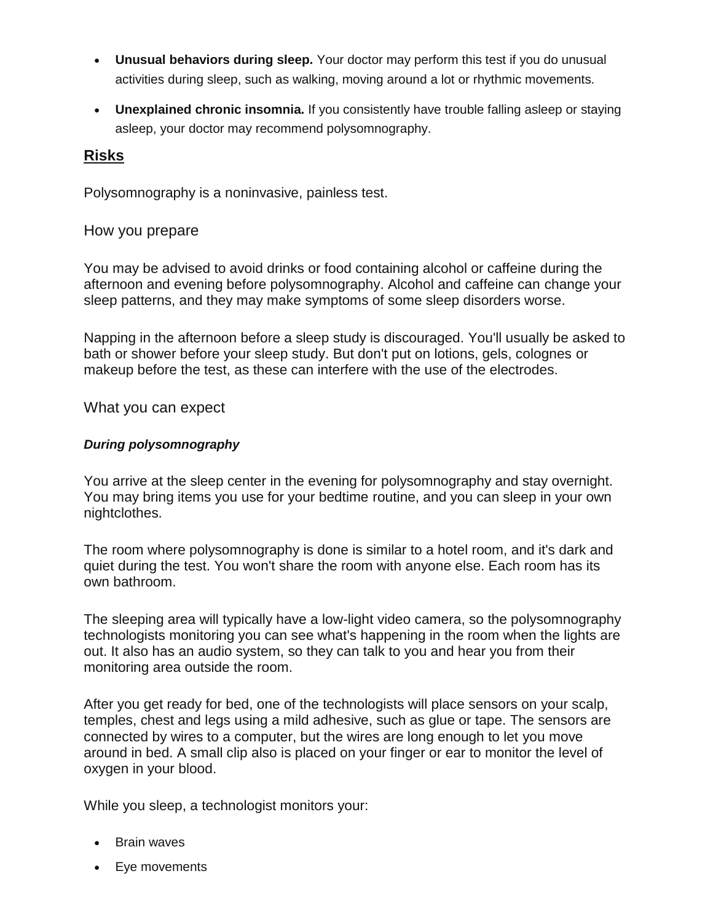- **Unusual behaviors during sleep.** Your doctor may perform this test if you do unusual activities during sleep, such as walking, moving around a lot or rhythmic movements.
- **Unexplained chronic insomnia.** If you consistently have trouble falling asleep or staying asleep, your doctor may recommend polysomnography.

## Risks

Polysomnography is a noninvasive, painless test.

## How you prepare

You may be advised to avoid drinks or food containing alcohol or caffeine during the afternoon and evening before polysomnography. Alcohol and caffeine can change your sleep patterns, and they may make symptoms of some sleep disorders worse.

Napping in the afternoon before a sleep study is discouraged. You'll usually be asked to bath or shower before your sleep study. But don't put on lotions, gels, colognes or makeup before the test, as these can interfere with the use of the electrodes.

## What you can expect

### *During polysomnography*

You arrive at the sleep center in the evening for polysomnography and stay overnight. You may bring items you use for your bedtime routine, and you can sleep in your own nightclothes.

The room where polysomnography is done is similar to a hotel room, and it's dark and quiet during the test. You won't share the room with anyone else. Each room has its own bathroom.

The sleeping area will typically have a low-light video camera, so the polysomnography technologists monitoring you can see what's happening in the room when the lights are out. It also has an audio system, so they can talk to you and hear you from their monitoring area outside the room.

After you get ready for bed, one of the technologists will place sensors on your scalp, temples, chest and legs using a mild adhesive, such as glue or tape. The sensors are connected by wires to a computer, but the wires are long enough to let you move around in bed. A small clip also is placed on your finger or ear to monitor the level of oxygen in your blood.

While you sleep, a technologist monitors your:

- Brain waves
- Eye movements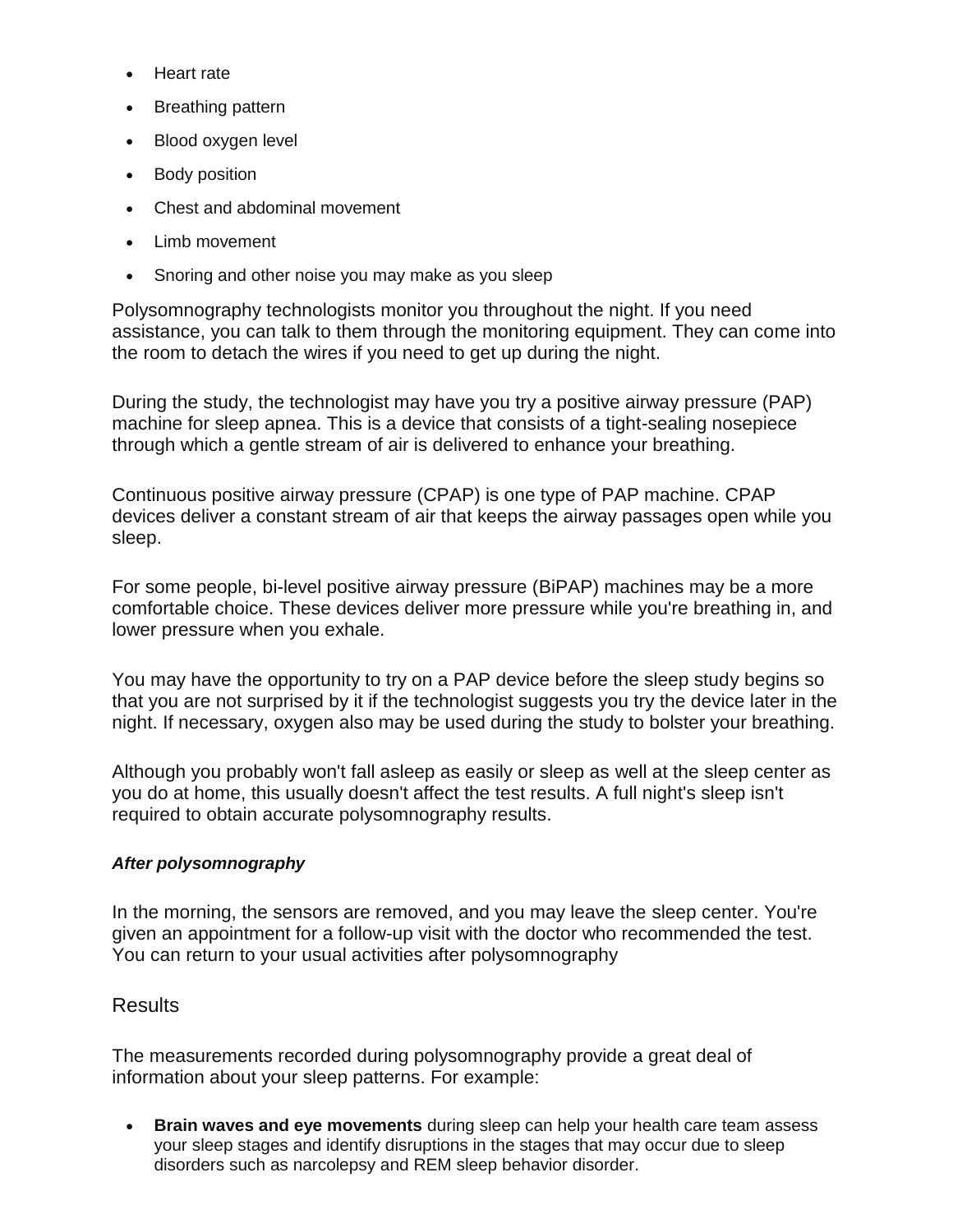- Heart rate
- Breathing pattern
- Blood oxygen level
- Body position
- Chest and abdominal movement
- Limb movement
- Snoring and other noise you may make as you sleep

Polysomnography technologists monitor you throughout the night. If you need assistance, you can talk to them through the monitoring equipment. They can come into the room to detach the wires if you need to get up during the night.

During the study, the technologist may have you try a positive airway pressure (PAP) machine for sleep apnea. This is a device that consists of a tight-sealing nosepiece through which a gentle stream of air is delivered to enhance your breathing.

Continuous positive airway pressure (CPAP) is one type of PAP machine. CPAP devices deliver a constant stream of air that keeps the airway passages open while you sleep.

For some people, bi-level positive airway pressure (BiPAP) machines may be a more comfortable choice. These devices deliver more pressure while you're breathing in, and lower pressure when you exhale.

You may have the opportunity to try on a PAP device before the sleep study begins so that you are not surprised by it if the technologist suggests you try the device later in the night. If necessary, oxygen also may be used during the study to bolster your breathing.

Although you probably won't fall asleep as easily or sleep as well at the sleep center as you do at home, this usually doesn't affect the test results. A full night's sleep isn't required to obtain accurate polysomnography results.

***After polysomnography***

In the morning, the sensors are removed, and you may leave the sleep center. You're given an appointment for a follow-up visit with the doctor who recommended the test. You can return to your usual activities after polysomnography

## Results

The measurements recorded during polysomnography provide a great deal of information about your sleep patterns. For example:

- **Brain waves and eye movements** during sleep can help your health care team assess your sleep stages and identify disruptions in the stages that may occur due to sleep disorders such as narcolepsy and REM sleep behavior disorder.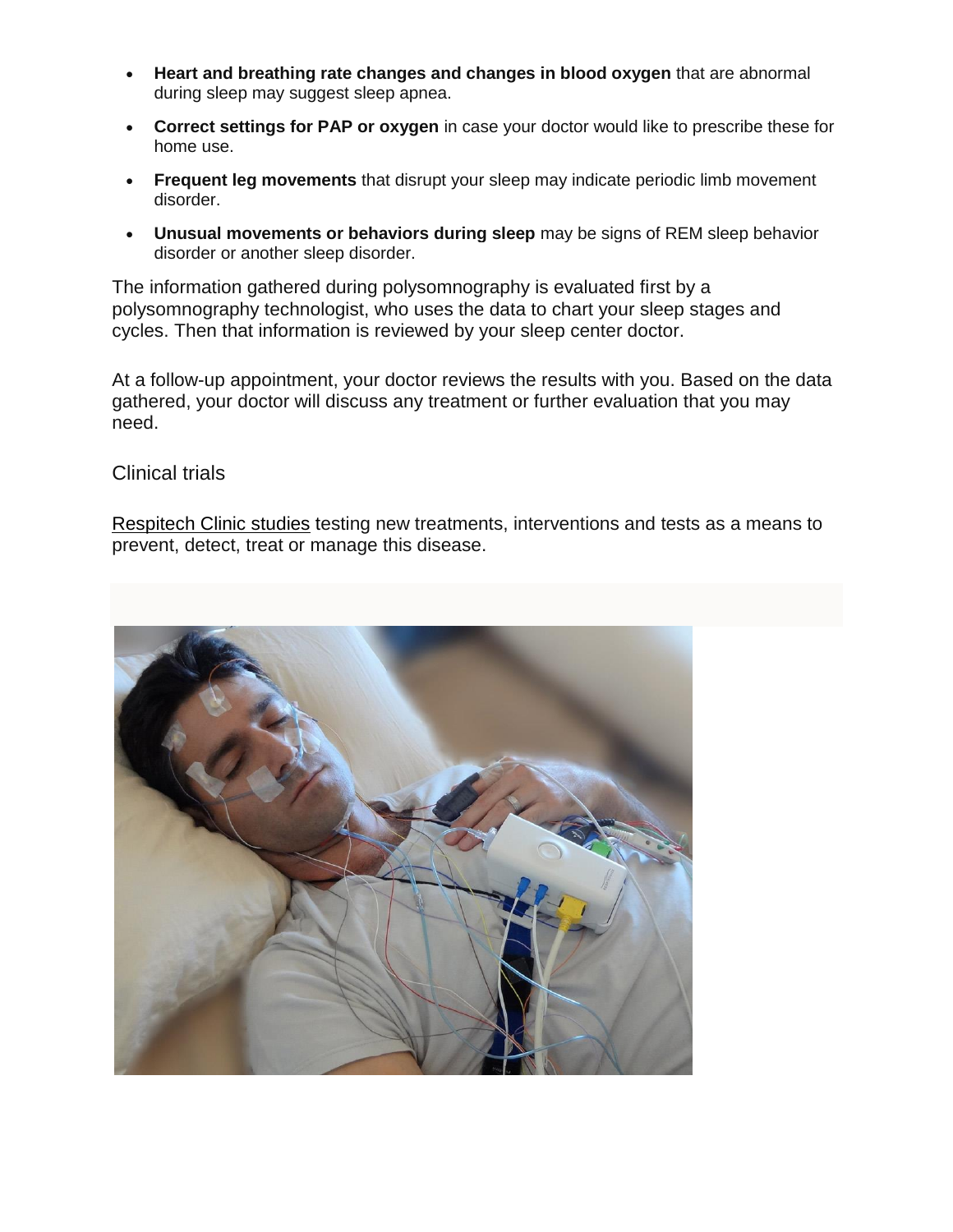- **Heart and breathing rate changes and changes in blood oxygen** that are abnormal during sleep may suggest sleep apnea.
- **Correct settings for PAP or oxygen** in case your doctor would like to prescribe these for home use.
- **Frequent leg movements** that disrupt your sleep may indicate periodic limb movement disorder.
- **Unusual movements or behaviors during sleep** may be signs of REM sleep behavior disorder or another sleep disorder.

The information gathered during polysomnography is evaluated first by a polysomnography technologist, who uses the data to chart your sleep stages and cycles. Then that information is reviewed by your sleep center doctor.

At a follow-up appointment, your doctor reviews the results with you. Based on the data gathered, your doctor will discuss any treatment or further evaluation that you may need.

## Clinical trials

Respitech Clinic studies testing new treatments, interventions and tests as a means to prevent, detect, treat or manage this disease.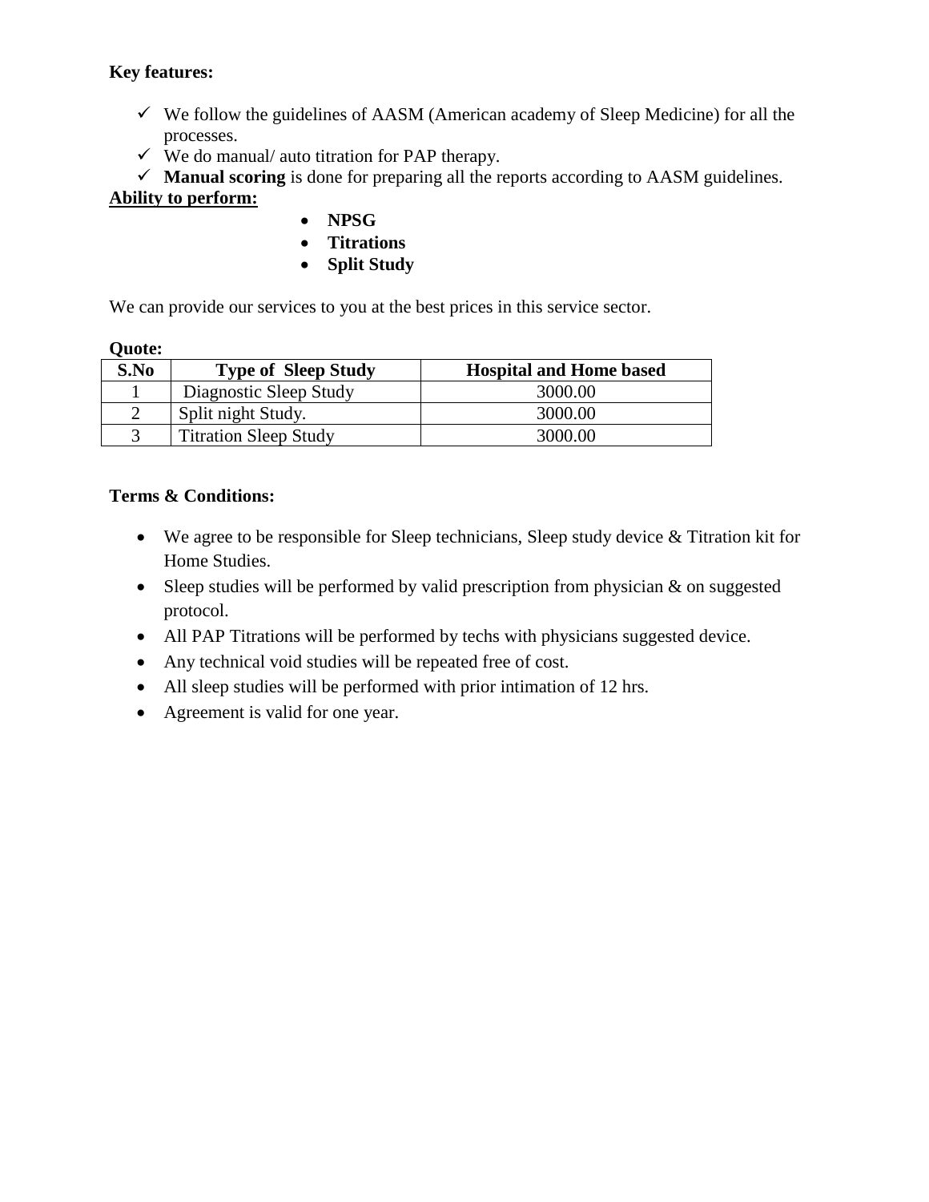**Key features:**

- ✓ We follow the guidelines of AASM (American academy of Sleep Medicine) for all the processes.
- ✓ We do manual/ auto titration for PAP therapy.
- ✓ **Manual scoring** is done for preparing all the reports according to AASM guidelines.

**Ability to perform:**

- **NPSG**
- **Titrations**
- **Split Study**

We can provide our services to you at the best prices in this service sector.

**Quote:**

| S.No | Type of Sleep Study | Hospital and Home based |
|---|---|---|
| 1 | Diagnostic Sleep Study | 3000.00 |
| 2 | Split night Study. | 3000.00 |
| 3 | Titration Sleep Study | 3000.00 |

**Terms & Conditions:**

- We agree to be responsible for Sleep technicians, Sleep study device & Titration kit for Home Studies.
- Sleep studies will be performed by valid prescription from physician & on suggested protocol.
- All PAP Titrations will be performed by techs with physicians suggested device.
- Any technical void studies will be repeated free of cost.
- All sleep studies will be performed with prior intimation of 12 hrs.
- Agreement is valid for one year.